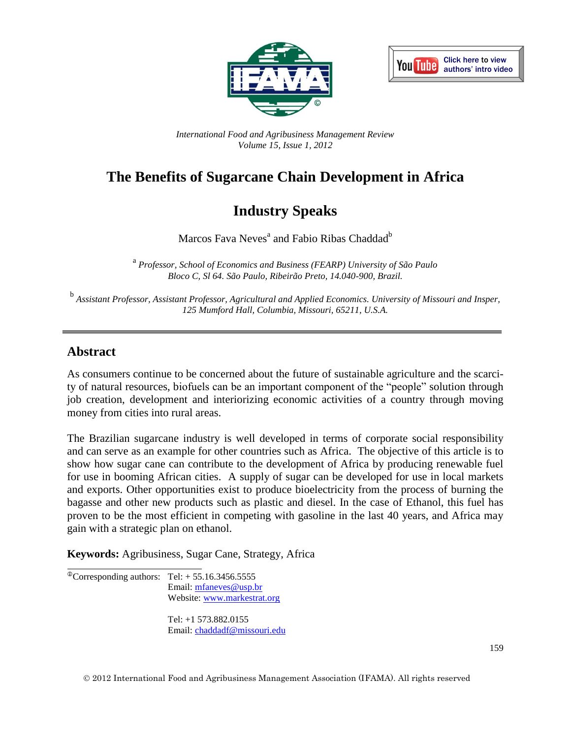*International Food and Agribusiness Management Review*
*Volume 15, Issue 1, 2012*

# The Benefits of Sugarcane Chain Development in Africa

## Industry Speaks

Marcos Fava Neves[a] and Fabio Ribas Chaddad[b]

[a] *Professor, School of Economics and Business (FEARP) University of São Paulo Bloco C, Sl 64. São Paulo, Ribeirão Preto, 14.040-900, Brazil.*

[b] *Assistant Professor, Assistant Professor, Agricultural and Applied Economics. University of Missouri and Insper, 125 Mumford Hall, Columbia, Missouri, 65211, U.S.A.*

---

## Abstract

As consumers continue to be concerned about the future of sustainable agriculture and the scarcity of natural resources, biofuels can be an important component of the "people" solution through job creation, development and interiorizing economic activities of a country through moving money from cities into rural areas.

The Brazilian sugarcane industry is well developed in terms of corporate social responsibility and can serve as an example for other countries such as Africa. The objective of this article is to show how sugar cane can contribute to the development of Africa by producing renewable fuel for use in booming African cities. A supply of sugar can be developed for use in local markets and exports. Other opportunities exist to produce bioelectricity from the process of burning the bagasse and other new products such as plastic and diesel. In the case of Ethanol, this fuel has proven to be the most efficient in competing with gasoline in the last 40 years, and Africa may gain with a strategic plan on ethanol.

**Keywords:** Agribusiness, Sugar Cane, Strategy, Africa

---

[①]Corresponding authors: Tel: + 55.16.3456.5555
Email: mfaneves@usp.br
Website: www.markestrat.org

Tel: +1 573.882.0155
Email: chaddadf@missouri.edu

© 2012 International Food and Agribusiness Management Association (IFAMA). All rights reserved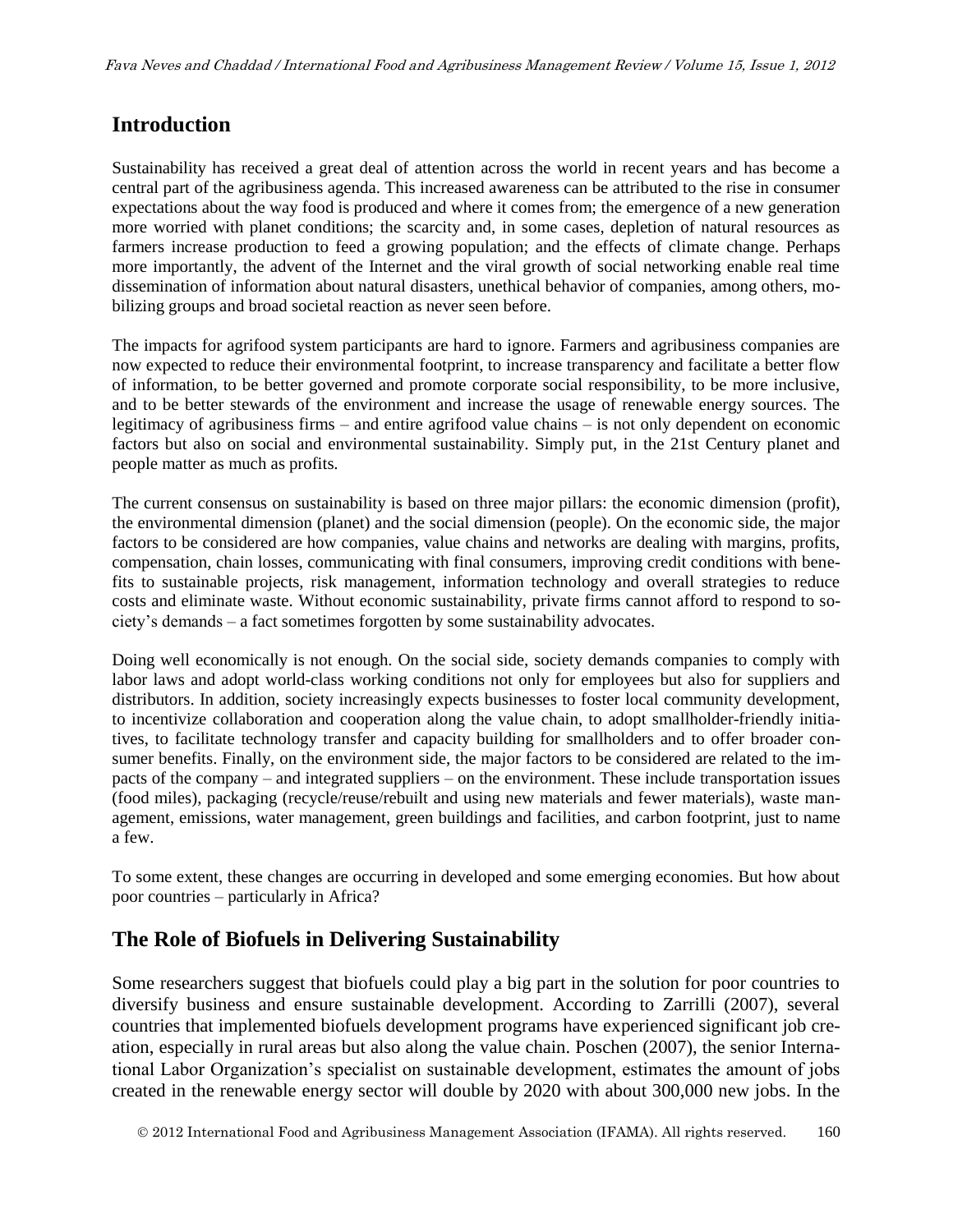## Introduction

Sustainability has received a great deal of attention across the world in recent years and has become a central part of the agribusiness agenda. This increased awareness can be attributed to the rise in consumer expectations about the way food is produced and where it comes from; the emergence of a new generation more worried with planet conditions; the scarcity and, in some cases, depletion of natural resources as farmers increase production to feed a growing population; and the effects of climate change. Perhaps more importantly, the advent of the Internet and the viral growth of social networking enable real time dissemination of information about natural disasters, unethical behavior of companies, among others, mobilizing groups and broad societal reaction as never seen before.

The impacts for agrifood system participants are hard to ignore. Farmers and agribusiness companies are now expected to reduce their environmental footprint, to increase transparency and facilitate a better flow of information, to be better governed and promote corporate social responsibility, to be more inclusive, and to be better stewards of the environment and increase the usage of renewable energy sources. The legitimacy of agribusiness firms – and entire agrifood value chains – is not only dependent on economic factors but also on social and environmental sustainability. Simply put, in the 21st Century planet and people matter as much as profits.

The current consensus on sustainability is based on three major pillars: the economic dimension (profit), the environmental dimension (planet) and the social dimension (people). On the economic side, the major factors to be considered are how companies, value chains and networks are dealing with margins, profits, compensation, chain losses, communicating with final consumers, improving credit conditions with benefits to sustainable projects, risk management, information technology and overall strategies to reduce costs and eliminate waste. Without economic sustainability, private firms cannot afford to respond to society's demands – a fact sometimes forgotten by some sustainability advocates.

Doing well economically is not enough. On the social side, society demands companies to comply with labor laws and adopt world-class working conditions not only for employees but also for suppliers and distributors. In addition, society increasingly expects businesses to foster local community development, to incentivize collaboration and cooperation along the value chain, to adopt smallholder-friendly initiatives, to facilitate technology transfer and capacity building for smallholders and to offer broader consumer benefits. Finally, on the environment side, the major factors to be considered are related to the impacts of the company – and integrated suppliers – on the environment. These include transportation issues (food miles), packaging (recycle/reuse/rebuilt and using new materials and fewer materials), waste management, emissions, water management, green buildings and facilities, and carbon footprint, just to name a few.

To some extent, these changes are occurring in developed and some emerging economies. But how about poor countries – particularly in Africa?

## The Role of Biofuels in Delivering Sustainability

Some researchers suggest that biofuels could play a big part in the solution for poor countries to diversify business and ensure sustainable development. According to Zarrilli (2007), several countries that implemented biofuels development programs have experienced significant job creation, especially in rural areas but also along the value chain. Poschen (2007), the senior International Labor Organization's specialist on sustainable development, estimates the amount of jobs created in the renewable energy sector will double by 2020 with about 300,000 new jobs. In the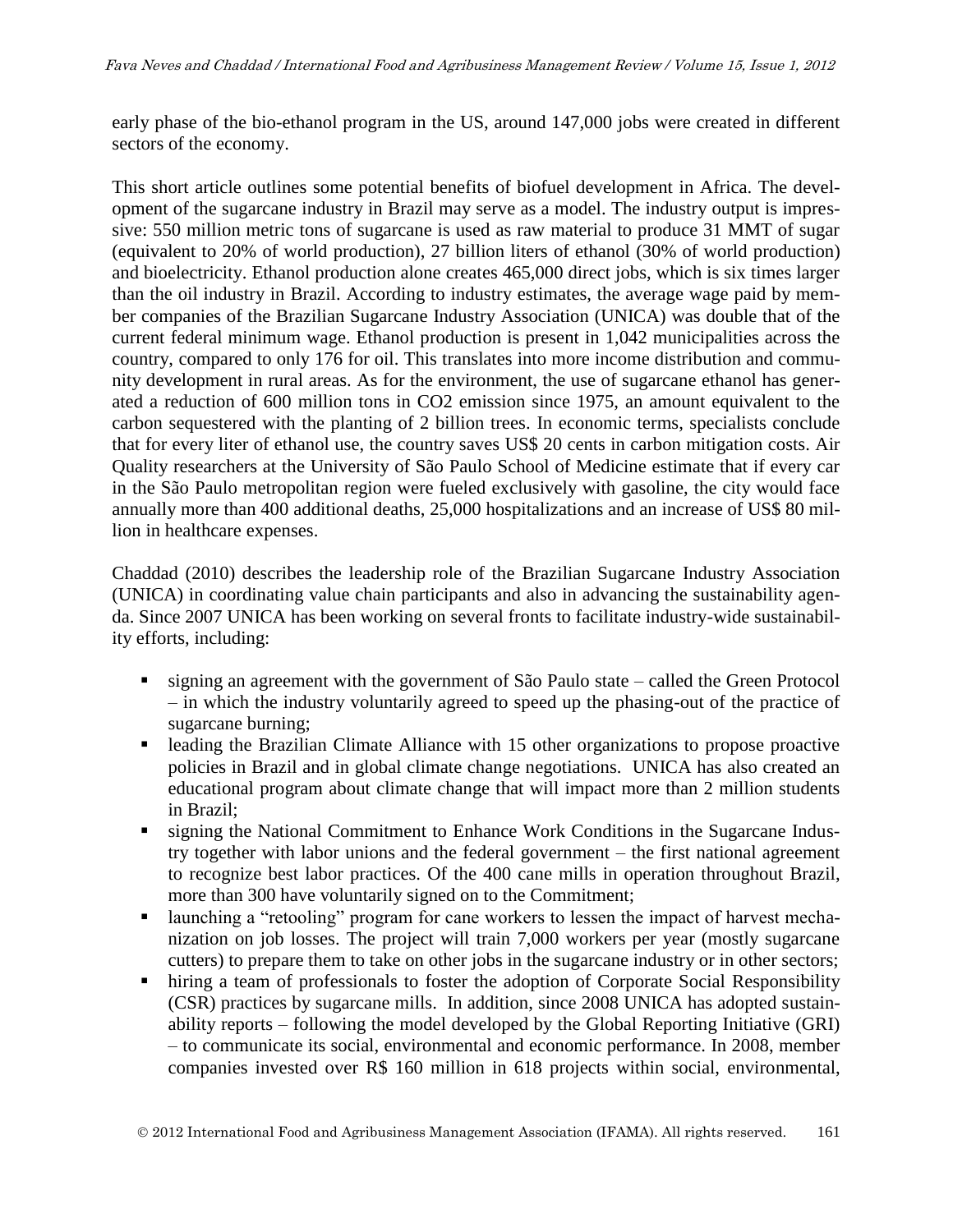early phase of the bio-ethanol program in the US, around 147,000 jobs were created in different sectors of the economy.

This short article outlines some potential benefits of biofuel development in Africa. The development of the sugarcane industry in Brazil may serve as a model. The industry output is impressive: 550 million metric tons of sugarcane is used as raw material to produce 31 MMT of sugar (equivalent to 20% of world production), 27 billion liters of ethanol (30% of world production) and bioelectricity. Ethanol production alone creates 465,000 direct jobs, which is six times larger than the oil industry in Brazil. According to industry estimates, the average wage paid by member companies of the Brazilian Sugarcane Industry Association (UNICA) was double that of the current federal minimum wage. Ethanol production is present in 1,042 municipalities across the country, compared to only 176 for oil. This translates into more income distribution and community development in rural areas. As for the environment, the use of sugarcane ethanol has generated a reduction of 600 million tons in $CO_2$ emission since 1975, an amount equivalent to the carbon sequestered with the planting of 2 billion trees. In economic terms, specialists conclude that for every liter of ethanol use, the country saves US$ 20 cents in carbon mitigation costs. Air Quality researchers at the University of São Paulo School of Medicine estimate that if every car in the São Paulo metropolitan region were fueled exclusively with gasoline, the city would face annually more than 400 additional deaths, 25,000 hospitalizations and an increase of US$ 80 million in healthcare expenses.

Chaddad (2010) describes the leadership role of the Brazilian Sugarcane Industry Association (UNICA) in coordinating value chain participants and also in advancing the sustainability agenda. Since 2007 UNICA has been working on several fronts to facilitate industry-wide sustainability efforts, including:

- signing an agreement with the government of São Paulo state – called the Green Protocol – in which the industry voluntarily agreed to speed up the phasing-out of the practice of sugarcane burning;
- leading the Brazilian Climate Alliance with 15 other organizations to propose proactive policies in Brazil and in global climate change negotiations. UNICA has also created an educational program about climate change that will impact more than 2 million students in Brazil;
- signing the National Commitment to Enhance Work Conditions in the Sugarcane Industry together with labor unions and the federal government – the first national agreement to recognize best labor practices. Of the 400 cane mills in operation throughout Brazil, more than 300 have voluntarily signed on to the Commitment;
- launching a "retooling" program for cane workers to lessen the impact of harvest mechanization on job losses. The project will train 7,000 workers per year (mostly sugarcane cutters) to prepare them to take on other jobs in the sugarcane industry or in other sectors;
- hiring a team of professionals to foster the adoption of Corporate Social Responsibility (CSR) practices by sugarcane mills. In addition, since 2008 UNICA has adopted sustainability reports – following the model developed by the Global Reporting Initiative (GRI) – to communicate its social, environmental and economic performance. In 2008, member companies invested over R$ 160 million in 618 projects within social, environmental,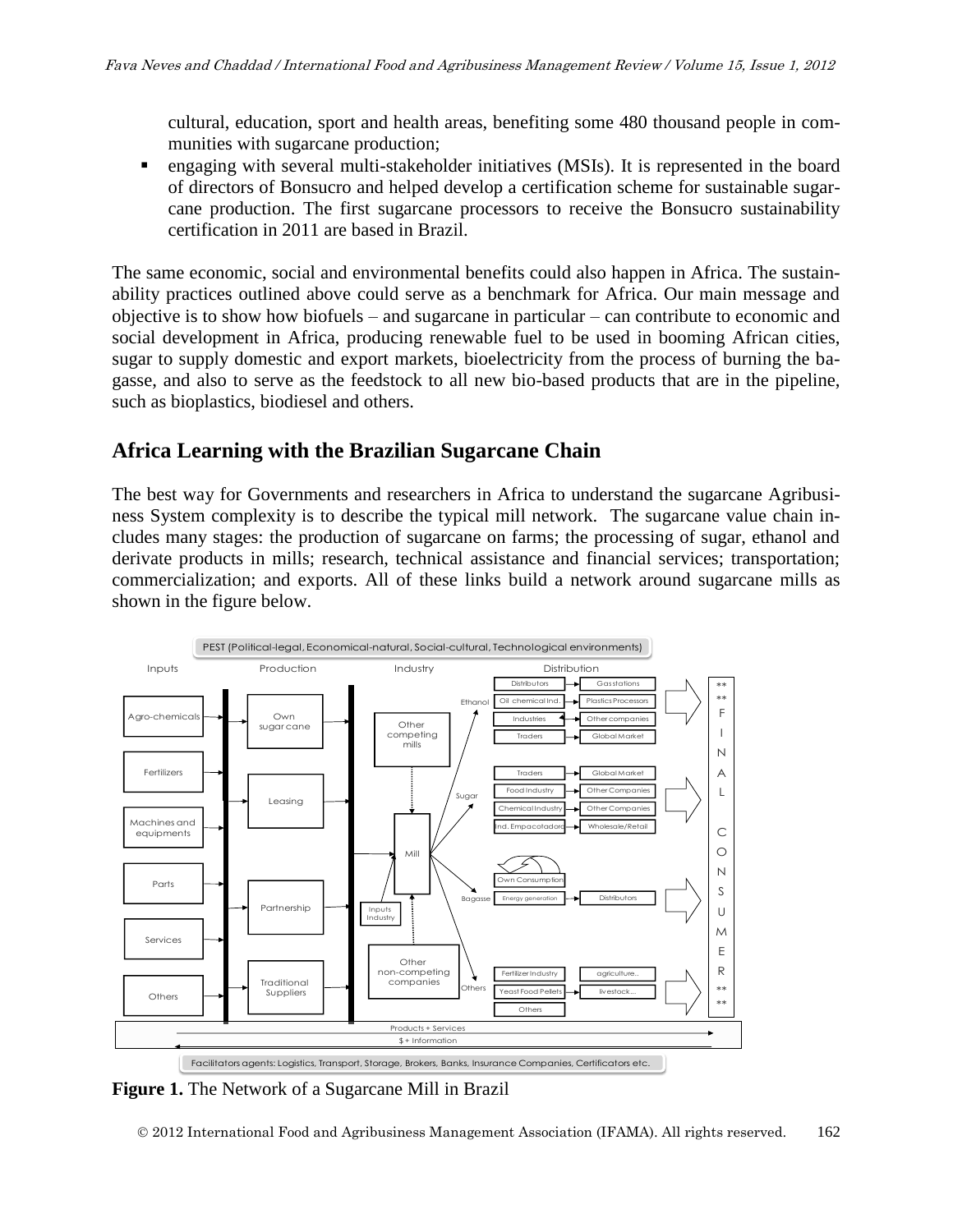cultural, education, sport and health areas, benefiting some 480 thousand people in communities with sugarcane production;

- engaging with several multi-stakeholder initiatives (MSIs). It is represented in the board of directors of Bonsucro and helped develop a certification scheme for sustainable sugarcane production. The first sugarcane processors to receive the Bonsucro sustainability certification in 2011 are based in Brazil.

The same economic, social and environmental benefits could also happen in Africa. The sustainability practices outlined above could serve as a benchmark for Africa. Our main message and objective is to show how biofuels – and sugarcane in particular – can contribute to economic and social development in Africa, producing renewable fuel to be used in booming African cities, sugar to supply domestic and export markets, bioelectricity from the process of burning the bagasse, and also to serve as the feedstock to all new bio-based products that are in the pipeline, such as bioplastics, biodiesel and others.

## Africa Learning with the Brazilian Sugarcane Chain

The best way for Governments and researchers in Africa to understand the sugarcane Agribusiness System complexity is to describe the typical mill network. The sugarcane value chain includes many stages: the production of sugarcane on farms; the processing of sugar, ethanol and derivate products in mills; research, technical assistance and financial services; transportation; commercialization; and exports. All of these links build a network around sugarcane mills as shown in the figure below.

**Figure 1.** The Network of a Sugarcane Mill in Brazil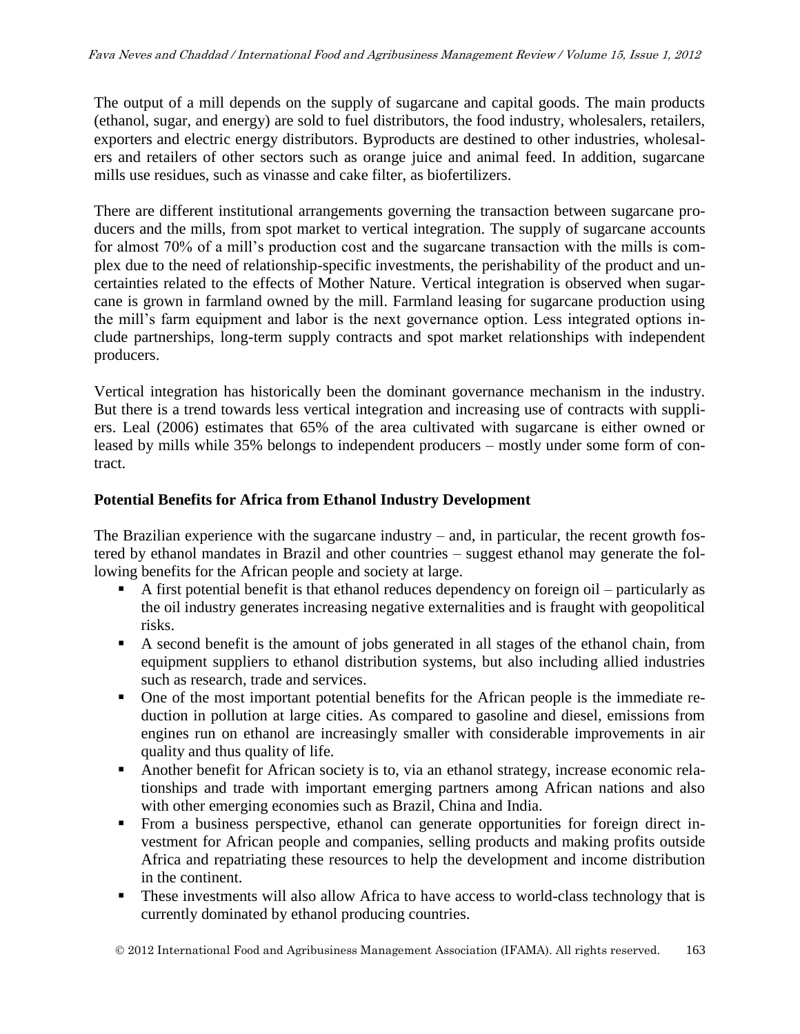The output of a mill depends on the supply of sugarcane and capital goods. The main products (ethanol, sugar, and energy) are sold to fuel distributors, the food industry, wholesalers, retailers, exporters and electric energy distributors. Byproducts are destined to other industries, wholesalers and retailers of other sectors such as orange juice and animal feed. In addition, sugarcane mills use residues, such as vinasse and cake filter, as biofertilizers.

There are different institutional arrangements governing the transaction between sugarcane producers and the mills, from spot market to vertical integration. The supply of sugarcane accounts for almost 70% of a mill's production cost and the sugarcane transaction with the mills is complex due to the need of relationship-specific investments, the perishability of the product and uncertainties related to the effects of Mother Nature. Vertical integration is observed when sugarcane is grown in farmland owned by the mill. Farmland leasing for sugarcane production using the mill's farm equipment and labor is the next governance option. Less integrated options include partnerships, long-term supply contracts and spot market relationships with independent producers.

Vertical integration has historically been the dominant governance mechanism in the industry. But there is a trend towards less vertical integration and increasing use of contracts with suppliers. Leal (2006) estimates that 65% of the area cultivated with sugarcane is either owned or leased by mills while 35% belongs to independent producers – mostly under some form of contract.

**Potential Benefits for Africa from Ethanol Industry Development**

The Brazilian experience with the sugarcane industry – and, in particular, the recent growth fostered by ethanol mandates in Brazil and other countries – suggest ethanol may generate the following benefits for the African people and society at large.

- A first potential benefit is that ethanol reduces dependency on foreign oil – particularly as the oil industry generates increasing negative externalities and is fraught with geopolitical risks.
- A second benefit is the amount of jobs generated in all stages of the ethanol chain, from equipment suppliers to ethanol distribution systems, but also including allied industries such as research, trade and services.
- One of the most important potential benefits for the African people is the immediate reduction in pollution at large cities. As compared to gasoline and diesel, emissions from engines run on ethanol are increasingly smaller with considerable improvements in air quality and thus quality of life.
- Another benefit for African society is to, via an ethanol strategy, increase economic relationships and trade with important emerging partners among African nations and also with other emerging economies such as Brazil, China and India.
- From a business perspective, ethanol can generate opportunities for foreign direct investment for African people and companies, selling products and making profits outside Africa and repatriating these resources to help the development and income distribution in the continent.
- These investments will also allow Africa to have access to world-class technology that is currently dominated by ethanol producing countries.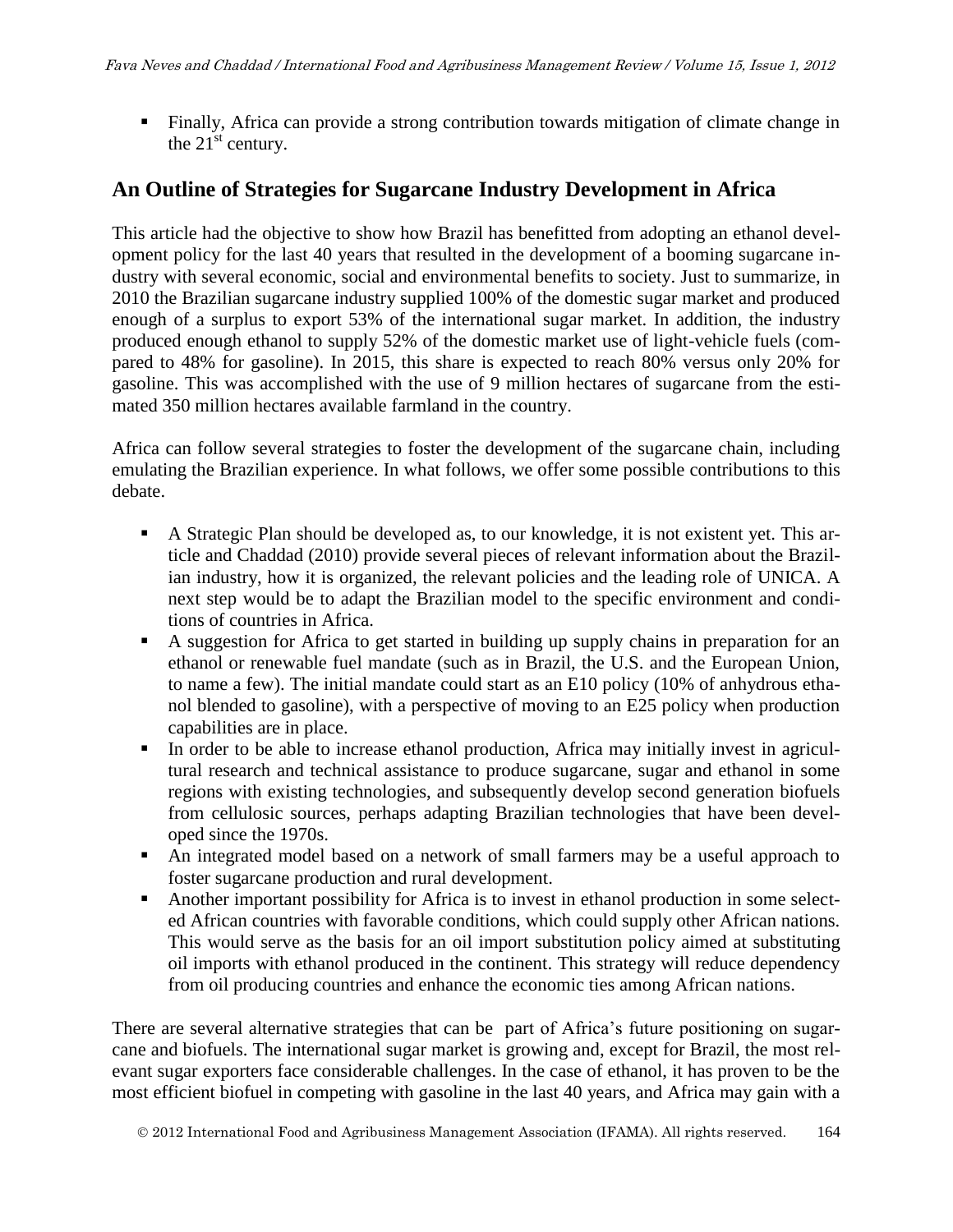- Finally, Africa can provide a strong contribution towards mitigation of climate change in the 21st century.

## An Outline of Strategies for Sugarcane Industry Development in Africa

This article had the objective to show how Brazil has benefitted from adopting an ethanol development policy for the last 40 years that resulted in the development of a booming sugarcane industry with several economic, social and environmental benefits to society. Just to summarize, in 2010 the Brazilian sugarcane industry supplied 100% of the domestic sugar market and produced enough of a surplus to export 53% of the international sugar market. In addition, the industry produced enough ethanol to supply 52% of the domestic market use of light-vehicle fuels (compared to 48% for gasoline). In 2015, this share is expected to reach 80% versus only 20% for gasoline. This was accomplished with the use of 9 million hectares of sugarcane from the estimated 350 million hectares available farmland in the country.

Africa can follow several strategies to foster the development of the sugarcane chain, including emulating the Brazilian experience. In what follows, we offer some possible contributions to this debate.

- A Strategic Plan should be developed as, to our knowledge, it is not existent yet. This article and Chaddad (2010) provide several pieces of relevant information about the Brazilian industry, how it is organized, the relevant policies and the leading role of UNICA. A next step would be to adapt the Brazilian model to the specific environment and conditions of countries in Africa.
- A suggestion for Africa to get started in building up supply chains in preparation for an ethanol or renewable fuel mandate (such as in Brazil, the U.S. and the European Union, to name a few). The initial mandate could start as an E10 policy (10% of anhydrous ethanol blended to gasoline), with a perspective of moving to an E25 policy when production capabilities are in place.
- In order to be able to increase ethanol production, Africa may initially invest in agricultural research and technical assistance to produce sugarcane, sugar and ethanol in some regions with existing technologies, and subsequently develop second generation biofuels from cellulosic sources, perhaps adapting Brazilian technologies that have been developed since the 1970s.
- An integrated model based on a network of small farmers may be a useful approach to foster sugarcane production and rural development.
- Another important possibility for Africa is to invest in ethanol production in some selected African countries with favorable conditions, which could supply other African nations. This would serve as the basis for an oil import substitution policy aimed at substituting oil imports with ethanol produced in the continent. This strategy will reduce dependency from oil producing countries and enhance the economic ties among African nations.

There are several alternative strategies that can be part of Africa's future positioning on sugarcane and biofuels. The international sugar market is growing and, except for Brazil, the most relevant sugar exporters face considerable challenges. In the case of ethanol, it has proven to be the most efficient biofuel in competing with gasoline in the last 40 years, and Africa may gain with a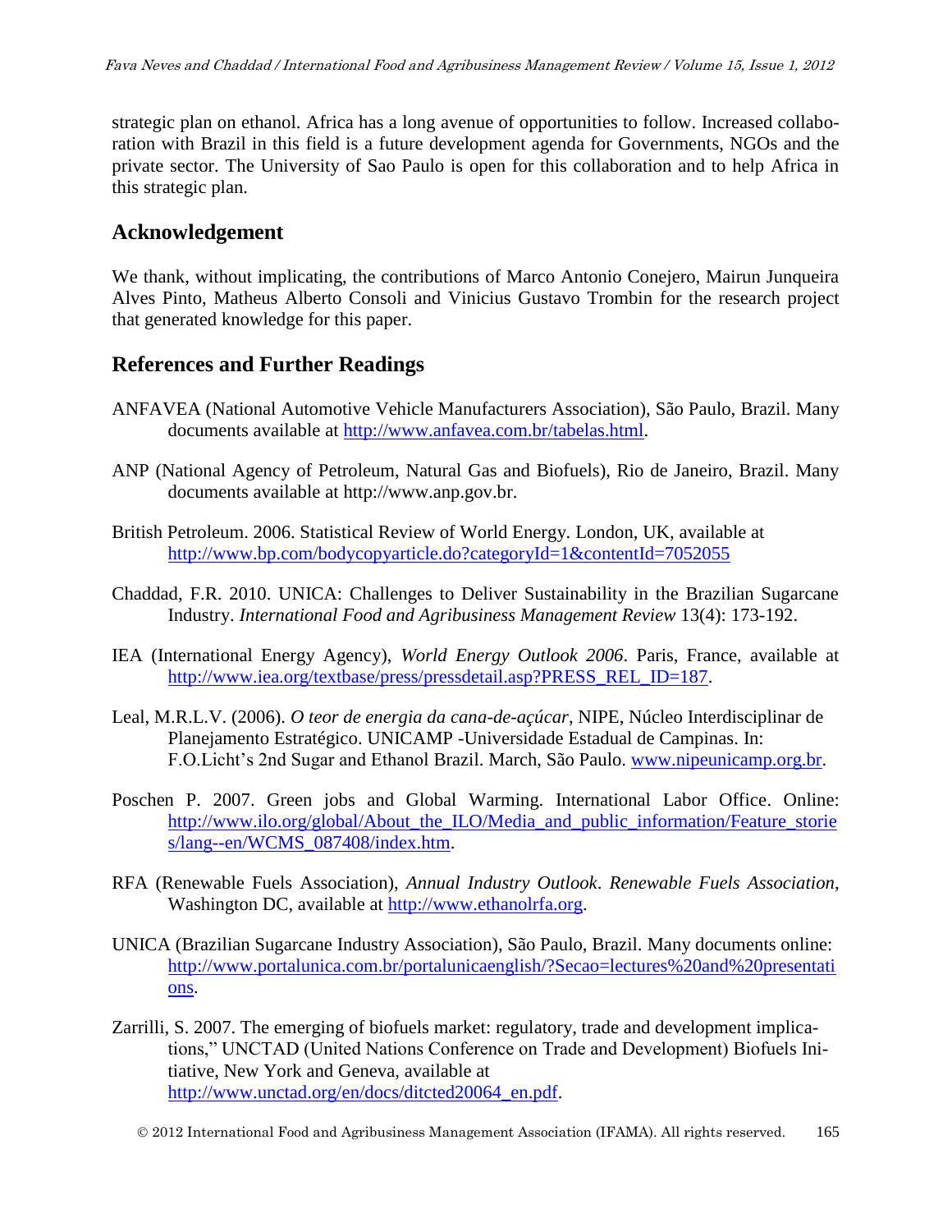strategic plan on ethanol. Africa has a long avenue of opportunities to follow. Increased collaboration with Brazil in this field is a future development agenda for Governments, NGOs and the private sector. The University of Sao Paulo is open for this collaboration and to help Africa in this strategic plan.

## Acknowledgement

We thank, without implicating, the contributions of Marco Antonio Conejero, Mairun Junqueira Alves Pinto, Matheus Alberto Consoli and Vinicius Gustavo Trombin for the research project that generated knowledge for this paper.

## References and Further Readings

ANFAVEA (National Automotive Vehicle Manufacturers Association), São Paulo, Brazil. Many documents available at http://www.anfavea.com.br/tabelas.html.

ANP (National Agency of Petroleum, Natural Gas and Biofuels), Rio de Janeiro, Brazil. Many documents available at http://www.anp.gov.br.

British Petroleum. 2006. Statistical Review of World Energy. London, UK, available at http://www.bp.com/bodycopyarticle.do?categoryId=1&contentId=7052055

Chaddad, F.R. 2010. UNICA: Challenges to Deliver Sustainability in the Brazilian Sugarcane Industry. *International Food and Agribusiness Management Review* 13(4): 173-192.

IEA (International Energy Agency), *World Energy Outlook 2006*. Paris, France, available at http://www.iea.org/textbase/press/pressdetail.asp?PRESS_REL_ID=187.

Leal, M.R.L.V. (2006). *O teor de energia da cana-de-açúcar*, NIPE, Núcleo Interdisciplinar de Planejamento Estratégico. UNICAMP -Universidade Estadual de Campinas. In: F.O.Licht's 2nd Sugar and Ethanol Brazil. March, São Paulo. www.nipeunicamp.org.br.

Poschen P. 2007. Green jobs and Global Warming. International Labor Office. Online: http://www.ilo.org/global/About_the_ILO/Media_and_public_information/Feature_stories/lang--en/WCMS_087408/index.htm.

RFA (Renewable Fuels Association), *Annual Industry Outlook*. *Renewable Fuels Association*, Washington DC, available at http://www.ethanolrfa.org.

UNICA (Brazilian Sugarcane Industry Association), São Paulo, Brazil. Many documents online: http://www.portalunica.com.br/portalunicaenglish/?Secao=lectures%20and%20presentations.

Zarrilli, S. 2007. The emerging of biofuels market: regulatory, trade and development implications," UNCTAD (United Nations Conference on Trade and Development) Biofuels Initiative, New York and Geneva, available at http://www.unctad.org/en/docs/ditcted20064_en.pdf.